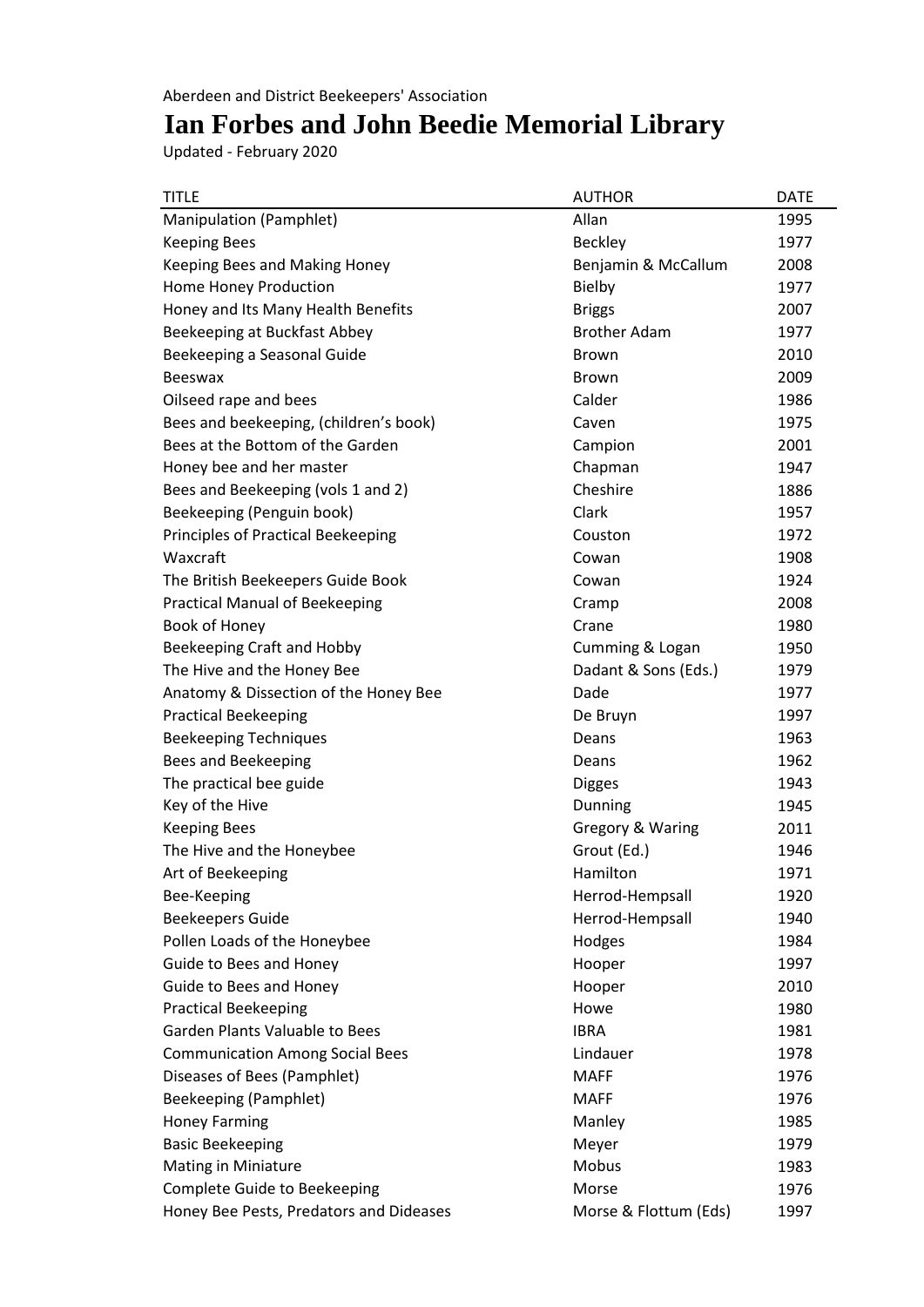Aberdeen and District Beekeepers' Association

# Ian Forbes and John Beedie Memorial Library

Updated - February 2020

| TITLE | AUTHOR | DATE |
|---|---|---|
| Manipulation (Pamphlet) | Allan | 1995 |
| Keeping Bees | Beckley | 1977 |
| Keeping Bees and Making Honey | Benjamin & McCallum | 2008 |
| Home Honey Production | Bielby | 1977 |
| Honey and Its Many Health Benefits | Briggs | 2007 |
| Beekeeping at Buckfast Abbey | Brother Adam | 1977 |
| Beekeeping a Seasonal Guide | Brown | 2010 |
| Beeswax | Brown | 2009 |
| Oilseed rape and bees | Calder | 1986 |
| Bees and beekeeping, (children's book) | Caven | 1975 |
| Bees at the Bottom of the Garden | Campion | 2001 |
| Honey bee and her master | Chapman | 1947 |
| Bees and Beekeeping (vols 1 and 2) | Cheshire | 1886 |
| Beekeeping (Penguin book) | Clark | 1957 |
| Principles of Practical Beekeeping | Couston | 1972 |
| Waxcraft | Cowan | 1908 |
| The British Beekeepers Guide Book | Cowan | 1924 |
| Practical Manual of Beekeeping | Cramp | 2008 |
| Book of Honey | Crane | 1980 |
| Beekeeping Craft and Hobby | Cumming & Logan | 1950 |
| The Hive and the Honey Bee | Dadant & Sons (Eds.) | 1979 |
| Anatomy & Dissection of the Honey Bee | Dade | 1977 |
| Practical Beekeeping | De Bruyn | 1997 |
| Beekeeping Techniques | Deans | 1963 |
| Bees and Beekeeping | Deans | 1962 |
| The practical bee guide | Digges | 1943 |
| Key of the Hive | Dunning | 1945 |
| Keeping Bees | Gregory & Waring | 2011 |
| The Hive and the Honeybee | Grout (Ed.) | 1946 |
| Art of Beekeeping | Hamilton | 1971 |
| Bee-Keeping | Herrod-Hempsall | 1920 |
| Beekeepers Guide | Herrod-Hempsall | 1940 |
| Pollen Loads of the Honeybee | Hodges | 1984 |
| Guide to Bees and Honey | Hooper | 1997 |
| Guide to Bees and Honey | Hooper | 2010 |
| Practical Beekeeping | Howe | 1980 |
| Garden Plants Valuable to Bees | IBRA | 1981 |
| Communication Among Social Bees | Lindauer | 1978 |
| Diseases of Bees (Pamphlet) | MAFF | 1976 |
| Beekeeping (Pamphlet) | MAFF | 1976 |
| Honey Farming | Manley | 1985 |
| Basic Beekeeping | Meyer | 1979 |
| Mating in Miniature | Mobus | 1983 |
| Complete Guide to Beekeeping | Morse | 1976 |
| Honey Bee Pests, Predators and Dideases | Morse & Flottum (Eds) | 1997 |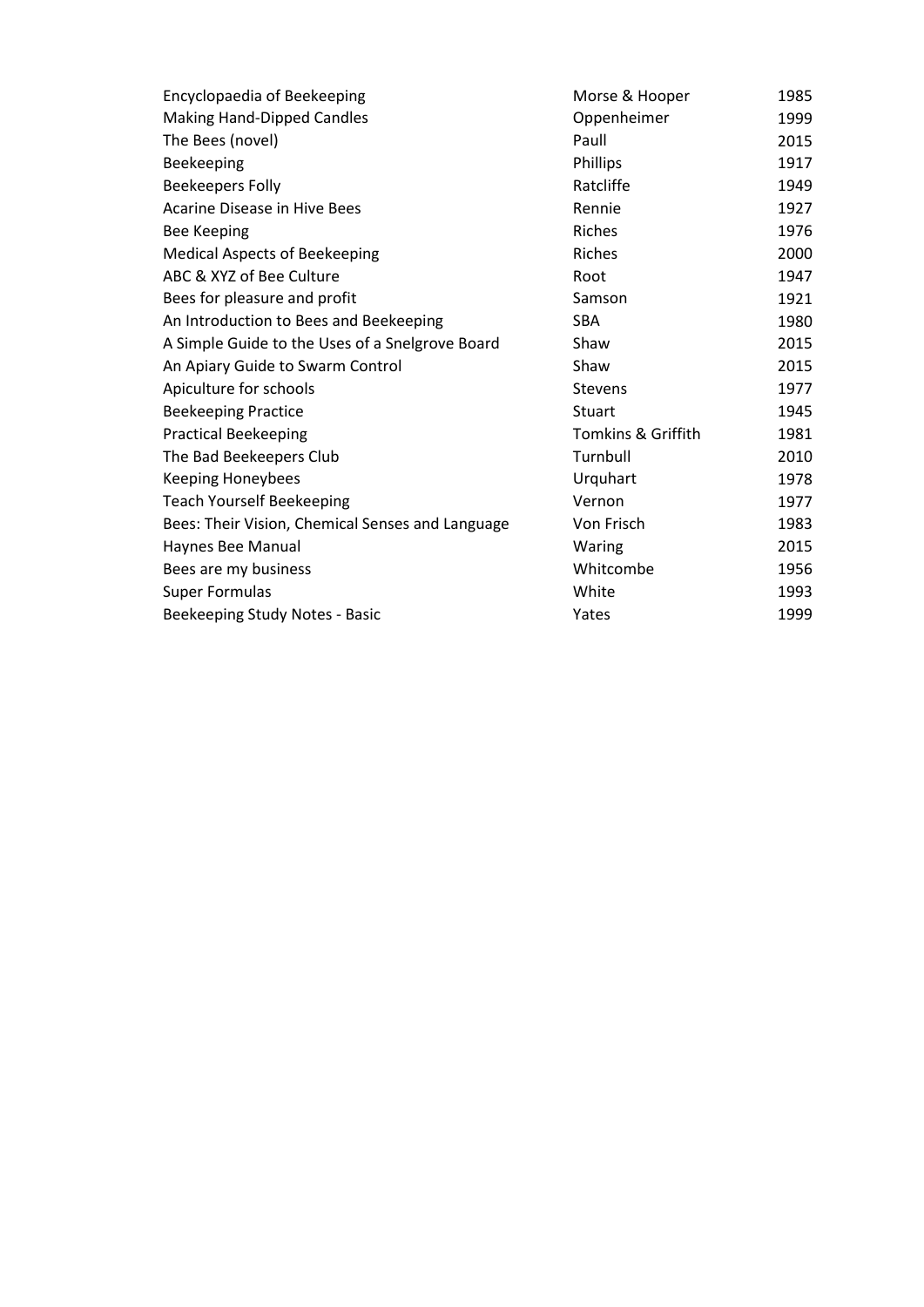| | | |
|---|---|---|
| Encyclopaedia of Beekeeping | Morse & Hooper | 1985 |
| Making Hand-Dipped Candles | Oppenheimer | 1999 |
| The Bees (novel) | Paull | 2015 |
| Beekeeping | Phillips | 1917 |
| Beekeepers Folly | Ratcliffe | 1949 |
| Acarine Disease in Hive Bees | Rennie | 1927 |
| Bee Keeping | Riches | 1976 |
| Medical Aspects of Beekeeping | Riches | 2000 |
| ABC & XYZ of Bee Culture | Root | 1947 |
| Bees for pleasure and profit | Samson | 1921 |
| An Introduction to Bees and Beekeeping | SBA | 1980 |
| A Simple Guide to the Uses of a Snelgrove Board | Shaw | 2015 |
| An Apiary Guide to Swarm Control | Shaw | 2015 |
| Apiculture for schools | Stevens | 1977 |
| Beekeeping Practice | Stuart | 1945 |
| Practical Beekeeping | Tomkins & Griffith | 1981 |
| The Bad Beekeepers Club | Turnbull | 2010 |
| Keeping Honeybees | Urquhart | 1978 |
| Teach Yourself Beekeeping | Vernon | 1977 |
| Bees: Their Vision, Chemical Senses and Language | Von Frisch | 1983 |
| Haynes Bee Manual | Waring | 2015 |
| Bees are my business | Whitcombe | 1956 |
| Super Formulas | White | 1993 |
| Beekeeping Study Notes - Basic | Yates | 1999 |